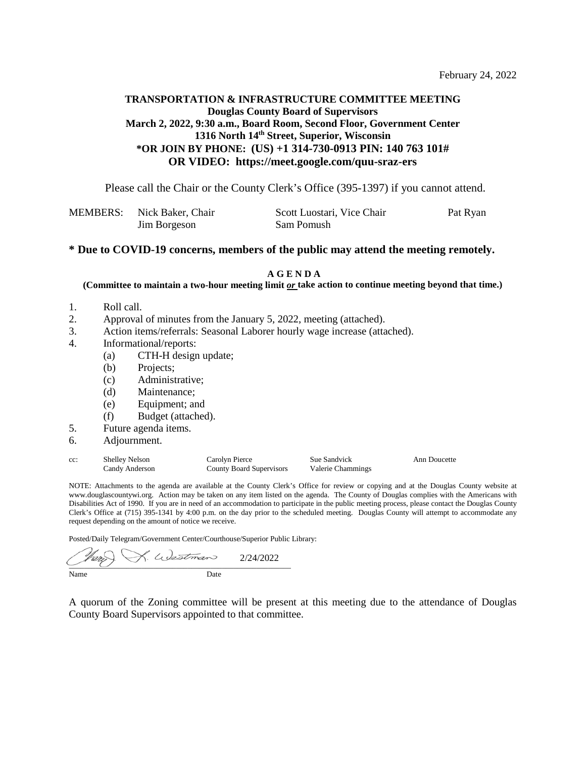February 24, 2022

**TRANSPORTATION & INFRASTRUCTURE COMMITTEE MEETING**
**Douglas County Board of Supervisors**
**March 2, 2022, 9:30 a.m., Board Room, Second Floor, Government Center**
**1316 North 14th Street, Superior, Wisconsin**
**\*OR JOIN BY PHONE: (US) +1 314-730-0913 PIN: 140 763 101#**
**OR VIDEO: https://meet.google.com/quu-sraz-ers**

Please call the Chair or the County Clerk's Office (395-1397) if you cannot attend.

| MEMBERS: | Nick Baker, Chair | Scott Luostari, Vice Chair | Pat Ryan |
|---|---|---|---|
| | Jim Borgeson | Sam Pomush | |

**\* Due to COVID-19 concerns, members of the public may attend the meeting remotely.**

**A G E N D A**

**(Committee to maintain a two-hour meeting limit *or* take action to continue meeting beyond that time.)**

1. Roll call.
2. Approval of minutes from the January 5, 2022, meeting (attached).
3. Action items/referrals: Seasonal Laborer hourly wage increase (attached).
4. Informational/reports:
   - (a) CTH-H design update;
   - (b) Projects;
   - (c) Administrative;
   - (d) Maintenance;
   - (e) Equipment; and
   - (f) Budget (attached).
5. Future agenda items.
6. Adjournment.

| cc: | Shelley Nelson | Carolyn Pierce | Sue Sandvick | Ann Doucette |
|---|---|---|---|---|
| | Candy Anderson | County Board Supervisors | Valerie Chammings | |

NOTE: Attachments to the agenda are available at the County Clerk's Office for review or copying and at the Douglas County website at www.douglascountywi.org. Action may be taken on any item listed on the agenda. The County of Douglas complies with the Americans with Disabilities Act of 1990. If you are in need of an accommodation to participate in the public meeting process, please contact the Douglas County Clerk's Office at (715) 395-1341 by 4:00 p.m. on the day prior to the scheduled meeting. Douglas County will attempt to accommodate any request depending on the amount of notice we receive.

Posted/Daily Telegram/Government Center/Courthouse/Superior Public Library:

Kerry L. Westman 2/24/2022

Name Date

A quorum of the Zoning committee will be present at this meeting due to the attendance of Douglas County Board Supervisors appointed to that committee.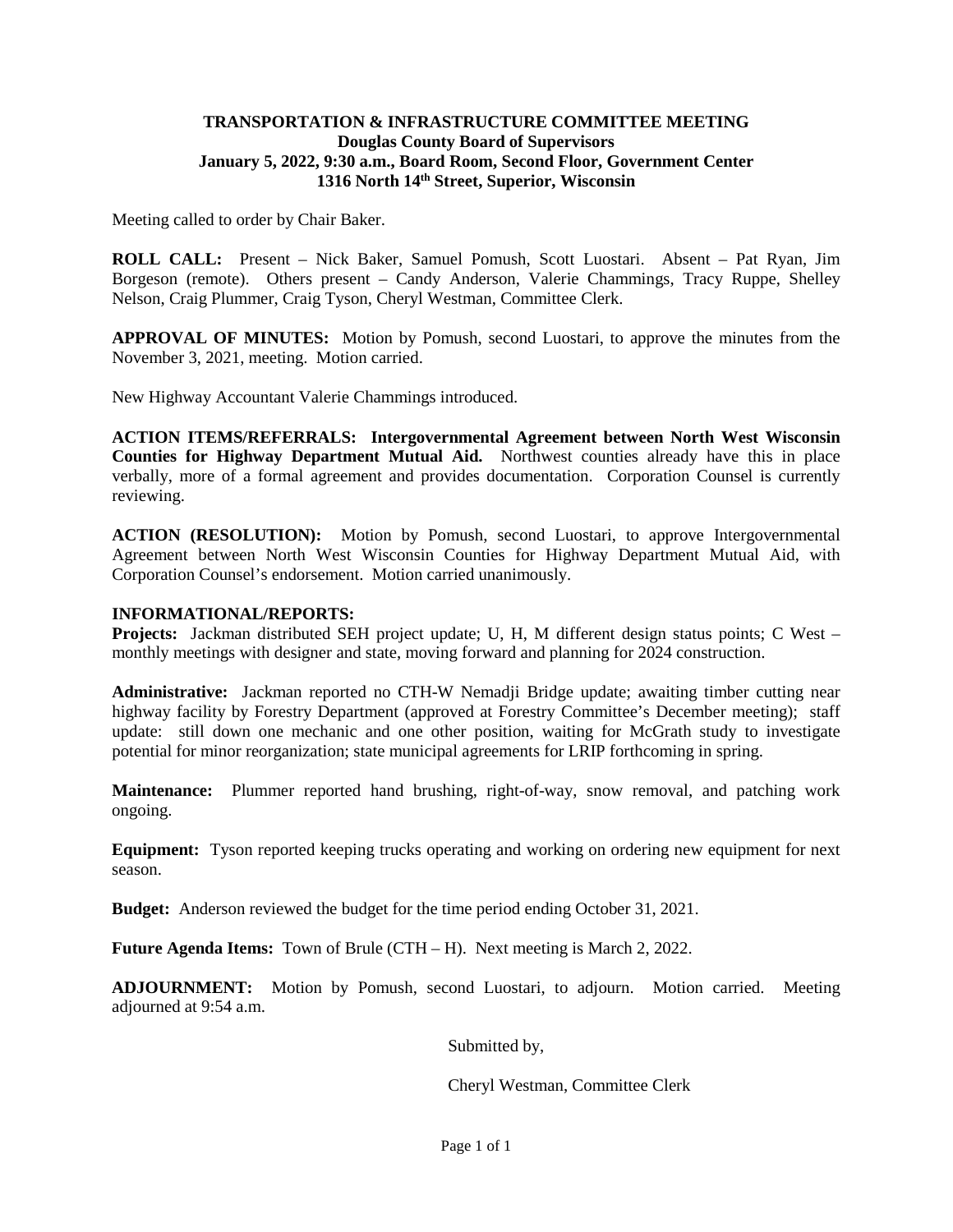**TRANSPORTATION & INFRASTRUCTURE COMMITTEE MEETING**
**Douglas County Board of Supervisors**
**January 5, 2022, 9:30 a.m., Board Room, Second Floor, Government Center**
**1316 North 14th Street, Superior, Wisconsin**

Meeting called to order by Chair Baker.

**ROLL CALL:** Present – Nick Baker, Samuel Pomush, Scott Luostari. Absent – Pat Ryan, Jim Borgeson (remote). Others present – Candy Anderson, Valerie Chammings, Tracy Ruppe, Shelley Nelson, Craig Plummer, Craig Tyson, Cheryl Westman, Committee Clerk.

**APPROVAL OF MINUTES:** Motion by Pomush, second Luostari, to approve the minutes from the November 3, 2021, meeting. Motion carried.

New Highway Accountant Valerie Chammings introduced.

**ACTION ITEMS/REFERRALS: Intergovernmental Agreement between North West Wisconsin Counties for Highway Department Mutual Aid.** Northwest counties already have this in place verbally, more of a formal agreement and provides documentation. Corporation Counsel is currently reviewing.

**ACTION (RESOLUTION):** Motion by Pomush, second Luostari, to approve Intergovernmental Agreement between North West Wisconsin Counties for Highway Department Mutual Aid, with Corporation Counsel's endorsement. Motion carried unanimously.

**INFORMATIONAL/REPORTS:**

**Projects:** Jackman distributed SEH project update; U, H, M different design status points; C West – monthly meetings with designer and state, moving forward and planning for 2024 construction.

**Administrative:** Jackman reported no CTH-W Nemadji Bridge update; awaiting timber cutting near highway facility by Forestry Department (approved at Forestry Committee's December meeting); staff update: still down one mechanic and one other position, waiting for McGrath study to investigate potential for minor reorganization; state municipal agreements for LRIP forthcoming in spring.

**Maintenance:** Plummer reported hand brushing, right-of-way, snow removal, and patching work ongoing.

**Equipment:** Tyson reported keeping trucks operating and working on ordering new equipment for next season.

**Budget:** Anderson reviewed the budget for the time period ending October 31, 2021.

**Future Agenda Items:** Town of Brule (CTH – H). Next meeting is March 2, 2022.

**ADJOURNMENT:** Motion by Pomush, second Luostari, to adjourn. Motion carried. Meeting adjourned at 9:54 a.m.

Submitted by,

Cheryl Westman, Committee Clerk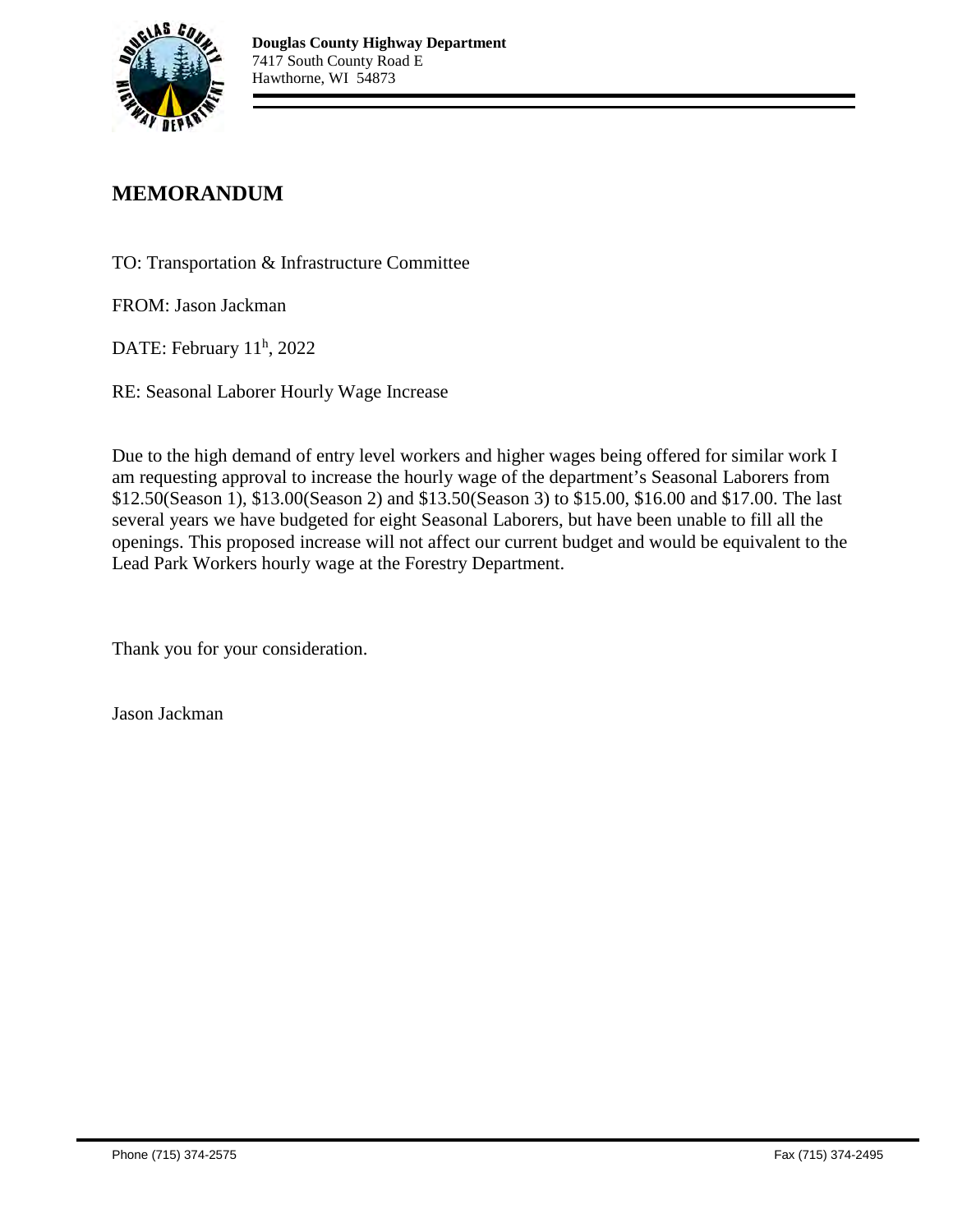**Douglas County Highway Department**
7417 South County Road E
Hawthorne, WI 54873

# MEMORANDUM

TO: Transportation & Infrastructure Committee

FROM: Jason Jackman

DATE: February 11h, 2022

RE: Seasonal Laborer Hourly Wage Increase

Due to the high demand of entry level workers and higher wages being offered for similar work I am requesting approval to increase the hourly wage of the department's Seasonal Laborers from $12.50(Season 1), $13.00(Season 2) and $13.50(Season 3) to $15.00, $16.00 and $17.00. The last several years we have budgeted for eight Seasonal Laborers, but have been unable to fill all the openings. This proposed increase will not affect our current budget and would be equivalent to the Lead Park Workers hourly wage at the Forestry Department.

Thank you for your consideration.

Jason Jackman

Phone (715) 374-2575

Fax (715) 374-2495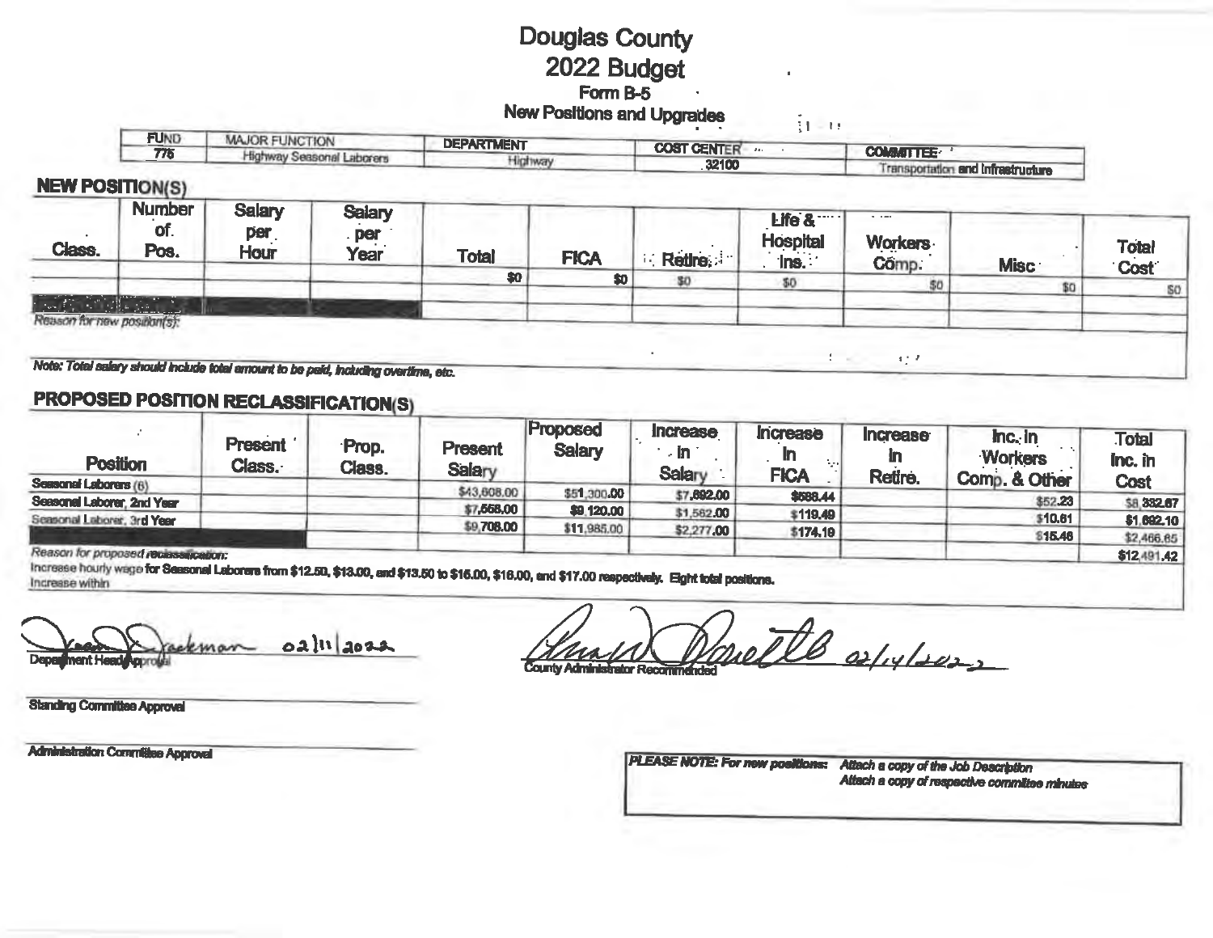# Douglas County
# 2022 Budget
## Form B-5
## New Positions and Upgrades

| FUND | MAJOR FUNCTION | DEPARTMENT | COST CENTER | COMMITTEE |
|---|---|---|---|---|
| 775 | Highway Seasonal Laborers | Highway | 32100 | Transportation and Infrastructure |

## NEW POSITION(S)

| Class. | Number of Pos. | Salary per Hour | Salary per Year | Total | FICA | Retire. | Life & Hospital Ins. | Workers Comp. | Misc | Total Cost |
|---|---|---|---|---|---|---|---|---|---|---|
| | | | | $0 | $0 | $0 | $0 | $0 | $0 | $0 |
| | | | | | | | | | | |

*Reason for new position(s):*

*Note: Total salary should include total amount to be paid, including overtime, etc.*

## PROPOSED POSITION RECLASSIFICATION(S)

| Position | Present Class. | Prop. Class. | Present Salary | Proposed Salary | Increase in Salary | Increase in FICA | Increase in Retire. | Inc. in Workers Comp. & Other | Total Inc. in Cost |
|---|---|---|---|---|---|---|---|---|---|
| Seasonal Laborers (6) | | | $43,608.00 | $51,300.00 | $7,692.00 | $588.44 | | $52.23 | $8,332.67 |
| Seasonal Laborer, 2nd Year | | | $7,558.00 | $9,120.00 | $1,562.00 | $119.49 | | $10.61 | $1,692.10 |
| Seasonal Laborer, 3rd Year | | | $9,708.00 | $11,985.00 | $2,277.00 | $174.19 | | $15.46 | $2,466.65 |
| | | | | | | | | | $12,491.42 |

*Reason for proposed reclassification:*
Increase hourly wage for Seasonal Laborers from $12.50, $13.00, and $13.50 to $15.00, $16.00, and $17.00 respectively. Eight total positions.
Increase within

Jackman 02/11/2022
Department Head Approval

02/14/2022
County Administrator Recommended

Standing Committee Approval

Administration Committee Approval

*PLEASE NOTE: For new positions: Attach a copy of the Job Description*
*Attach a copy of respective committee minutes*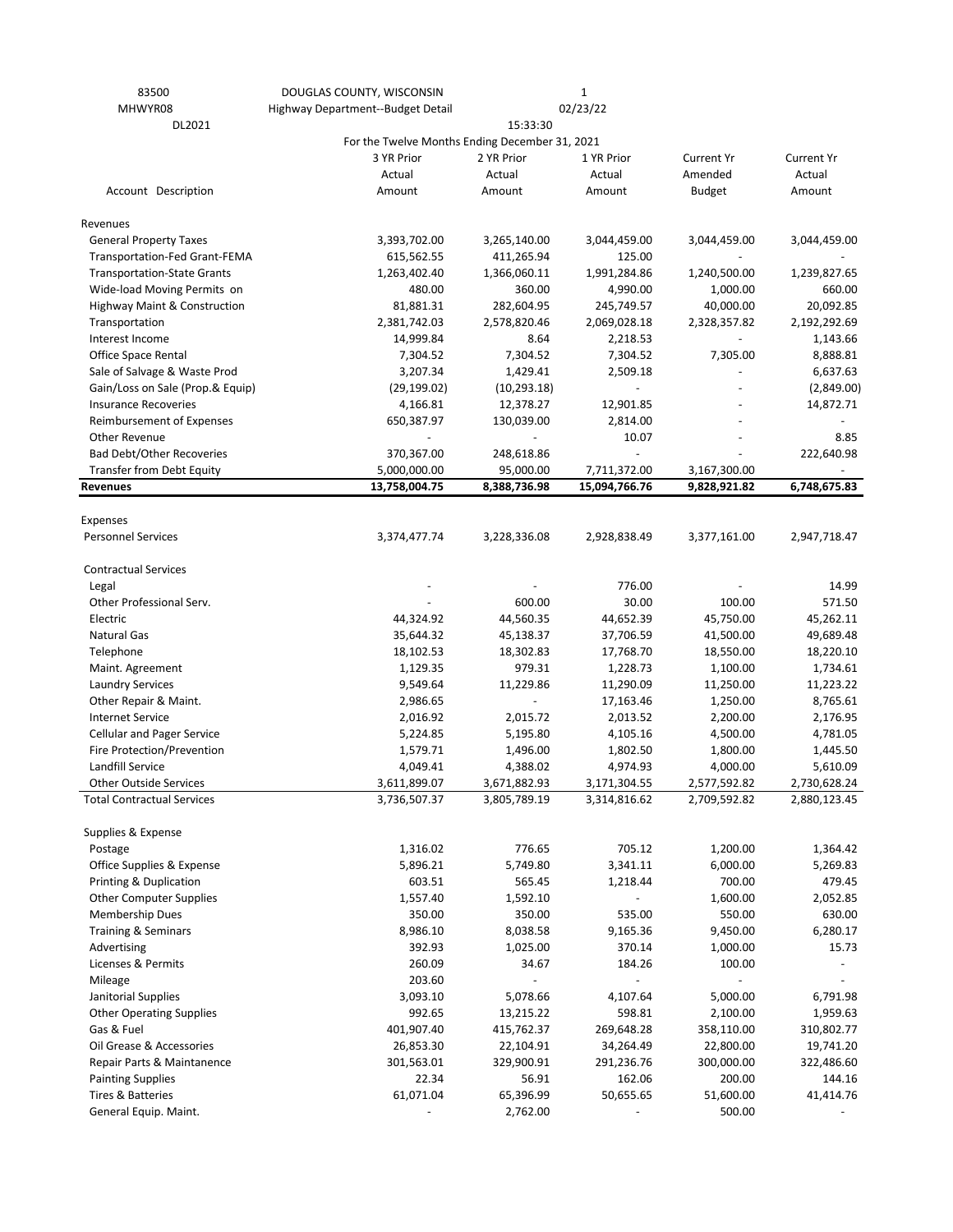| 83500 | DOUGLAS COUNTY, WISCONSIN | | 1 | | |
|---|---|---|---|---|---|
| MHWYR08 | Highway Department--Budget Detail | | 02/23/22 | | |
| DL2021 | | 15:33:30 | | | |
| | For the Twelve Months Ending December 31, 2021 | | | | |

| Account Description | 3 YR Prior Actual Amount | 2 YR Prior Actual Amount | 1 YR Prior Actual Amount | Current Yr Amended Budget | Current Yr Actual Amount |
|---|---|---|---|---|---|
| **Revenues** | | | | | |
| General Property Taxes | 3,393,702.00 | 3,265,140.00 | 3,044,459.00 | 3,044,459.00 | 3,044,459.00 |
| Transportation-Fed Grant-FEMA | 615,562.55 | 411,265.94 | 125.00 | - | - |
| Transportation-State Grants | 1,263,402.40 | 1,366,060.11 | 1,991,284.86 | 1,240,500.00 | 1,239,827.65 |
| Wide-load Moving Permits on | 480.00 | 360.00 | 4,990.00 | 1,000.00 | 660.00 |
| Highway Maint & Construction | 81,881.31 | 282,604.95 | 245,749.57 | 40,000.00 | 20,092.85 |
| Transportation | 2,381,742.03 | 2,578,820.46 | 2,069,028.18 | 2,328,357.82 | 2,192,292.69 |
| Interest Income | 14,999.84 | 8.64 | 2,218.53 | - | 1,143.66 |
| Office Space Rental | 7,304.52 | 7,304.52 | 7,304.52 | 7,305.00 | 8,888.81 |
| Sale of Salvage & Waste Prod | 3,207.34 | 1,429.41 | 2,509.18 | - | 6,637.63 |
| Gain/Loss on Sale (Prop.& Equip) | (29,199.02) | (10,293.18) | - | - | (2,849.00) |
| Insurance Recoveries | 4,166.81 | 12,378.27 | 12,901.85 | - | 14,872.71 |
| Reimbursement of Expenses | 650,387.97 | 130,039.00 | 2,814.00 | - | - |
| Other Revenue | - | - | 10.07 | - | 8.85 |
| Bad Debt/Other Recoveries | 370,367.00 | 248,618.86 | - | - | 222,640.98 |
| Transfer from Debt Equity | 5,000,000.00 | 95,000.00 | 7,711,372.00 | 3,167,300.00 | - |
| **Revenues** | **13,758,004.75** | **8,388,736.98** | **15,094,766.76** | **9,828,921.82** | **6,748,675.83** |
| | | | | | |
| **Expenses** | | | | | |
| Personnel Services | 3,374,477.74 | 3,228,336.08 | 2,928,838.49 | 3,377,161.00 | 2,947,718.47 |
| | | | | | |
| **Contractual Services** | | | | | |
| Legal | - | - | 776.00 | - | 14.99 |
| Other Professional Serv. | - | 600.00 | 30.00 | 100.00 | 571.50 |
| Electric | 44,324.92 | 44,560.35 | 44,652.39 | 45,750.00 | 45,262.11 |
| Natural Gas | 35,644.32 | 45,138.37 | 37,706.59 | 41,500.00 | 49,689.48 |
| Telephone | 18,102.53 | 18,302.83 | 17,768.70 | 18,550.00 | 18,220.10 |
| Maint. Agreement | 1,129.35 | 979.31 | 1,228.73 | 1,100.00 | 1,734.61 |
| Laundry Services | 9,549.64 | 11,229.86 | 11,290.09 | 11,250.00 | 11,223.22 |
| Other Repair & Maint. | 2,986.65 | - | 17,163.46 | 1,250.00 | 8,765.61 |
| Internet Service | 2,016.92 | 2,015.72 | 2,013.52 | 2,200.00 | 2,176.95 |
| Cellular and Pager Service | 5,224.85 | 5,195.80 | 4,105.16 | 4,500.00 | 4,781.05 |
| Fire Protection/Prevention | 1,579.71 | 1,496.00 | 1,802.50 | 1,800.00 | 1,445.50 |
| Landfill Service | 4,049.41 | 4,388.02 | 4,974.93 | 4,000.00 | 5,610.09 |
| Other Outside Services | 3,611,899.07 | 3,671,882.93 | 3,171,304.55 | 2,577,592.82 | 2,730,628.24 |
| Total Contractual Services | 3,736,507.37 | 3,805,789.19 | 3,314,816.62 | 2,709,592.82 | 2,880,123.45 |
| | | | | | |
| **Supplies & Expense** | | | | | |
| Postage | 1,316.02 | 776.65 | 705.12 | 1,200.00 | 1,364.42 |
| Office Supplies & Expense | 5,896.21 | 5,749.80 | 3,341.11 | 6,000.00 | 5,269.83 |
| Printing & Duplication | 603.51 | 565.45 | 1,218.44 | 700.00 | 479.45 |
| Other Computer Supplies | 1,557.40 | 1,592.10 | - | 1,600.00 | 2,052.85 |
| Membership Dues | 350.00 | 350.00 | 535.00 | 550.00 | 630.00 |
| Training & Seminars | 8,986.10 | 8,038.58 | 9,165.36 | 9,450.00 | 6,280.17 |
| Advertising | 392.93 | 1,025.00 | 370.14 | 1,000.00 | 15.73 |
| Licenses & Permits | 260.09 | 34.67 | 184.26 | 100.00 | - |
| Mileage | 203.60 | - | - | - | - |
| Janitorial Supplies | 3,093.10 | 5,078.66 | 4,107.64 | 5,000.00 | 6,791.98 |
| Other Operating Supplies | 992.65 | 13,215.22 | 598.81 | 2,100.00 | 1,959.63 |
| Gas & Fuel | 401,907.40 | 415,762.37 | 269,648.28 | 358,110.00 | 310,802.77 |
| Oil Grease & Accessories | 26,853.30 | 22,104.91 | 34,264.49 | 22,800.00 | 19,741.20 |
| Repair Parts & Maintanence | 301,563.01 | 329,900.91 | 291,236.76 | 300,000.00 | 322,486.60 |
| Painting Supplies | 22.34 | 56.91 | 162.06 | 200.00 | 144.16 |
| Tires & Batteries | 61,071.04 | 65,396.99 | 50,655.65 | 51,600.00 | 41,414.76 |
| General Equip. Maint. | - | 2,762.00 | - | 500.00 | - |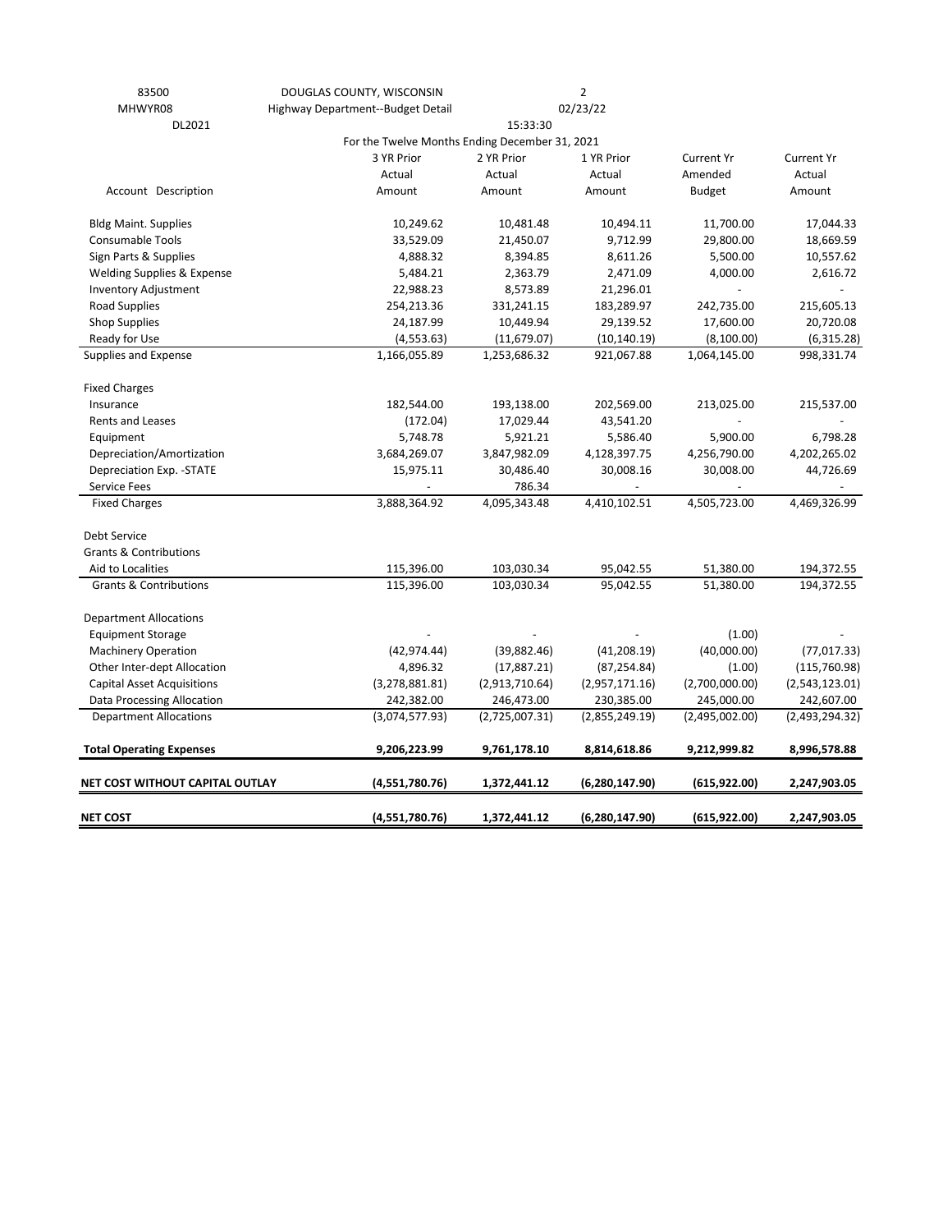83500 DOUGLAS COUNTY, WISCONSIN
MHWYR08 Highway Department--Budget Detail 02/23/22
DL2021 15:33:30

For the Twelve Months Ending December 31, 2021

| Account Description | 3 YR Prior Actual Amount | 2 YR Prior Actual Amount | 1 YR Prior Actual Amount | Current Yr Amended Budget | Current Yr Actual Amount |
|---|---|---|---|---|---|
| Bldg Maint. Supplies | 10,249.62 | 10,481.48 | 10,494.11 | 11,700.00 | 17,044.33 |
| Consumable Tools | 33,529.09 | 21,450.07 | 9,712.99 | 29,800.00 | 18,669.59 |
| Sign Parts & Supplies | 4,888.32 | 8,394.85 | 8,611.26 | 5,500.00 | 10,557.62 |
| Welding Supplies & Expense | 5,484.21 | 2,363.79 | 2,471.09 | 4,000.00 | 2,616.72 |
| Inventory Adjustment | 22,988.23 | 8,573.89 | 21,296.01 | - | - |
| Road Supplies | 254,213.36 | 331,241.15 | 183,289.97 | 242,735.00 | 215,605.13 |
| Shop Supplies | 24,187.99 | 10,449.94 | 29,139.52 | 17,600.00 | 20,720.08 |
| Ready for Use | (4,553.63) | (11,679.07) | (10,140.19) | (8,100.00) | (6,315.28) |
| Supplies and Expense | 1,166,055.89 | 1,253,686.32 | 921,067.88 | 1,064,145.00 | 998,331.74 |
| | | | | | |
| Fixed Charges | | | | | |
| Insurance | 182,544.00 | 193,138.00 | 202,569.00 | 213,025.00 | 215,537.00 |
| Rents and Leases | (172.04) | 17,029.44 | 43,541.20 | - | - |
| Equipment | 5,748.78 | 5,921.21 | 5,586.40 | 5,900.00 | 6,798.28 |
| Depreciation/Amortization | 3,684,269.07 | 3,847,982.09 | 4,128,397.75 | 4,256,790.00 | 4,202,265.02 |
| Depreciation Exp. -STATE | 15,975.11 | 30,486.40 | 30,008.16 | 30,008.00 | 44,726.69 |
| Service Fees | - | 786.34 | - | - | - |
| Fixed Charges | 3,888,364.92 | 4,095,343.48 | 4,410,102.51 | 4,505,723.00 | 4,469,326.99 |
| | | | | | |
| Debt Service | | | | | |
| Grants & Contributions | | | | | |
| Aid to Localities | 115,396.00 | 103,030.34 | 95,042.55 | 51,380.00 | 194,372.55 |
| Grants & Contributions | 115,396.00 | 103,030.34 | 95,042.55 | 51,380.00 | 194,372.55 |
| | | | | | |
| Department Allocations | | | | | |
| Equipment Storage | - | - | - | (1.00) | - |
| Machinery Operation | (42,974.44) | (39,882.46) | (41,208.19) | (40,000.00) | (77,017.33) |
| Other Inter-dept Allocation | 4,896.32 | (17,887.21) | (87,254.84) | (1.00) | (115,760.98) |
| Capital Asset Acquisitions | (3,278,881.81) | (2,913,710.64) | (2,957,171.16) | (2,700,000.00) | (2,543,123.01) |
| Data Processing Allocation | 242,382.00 | 246,473.00 | 230,385.00 | 245,000.00 | 242,607.00 |
| Department Allocations | (3,074,577.93) | (2,725,007.31) | (2,855,249.19) | (2,495,002.00) | (2,493,294.32) |
| | | | | | |
| **Total Operating Expenses** | **9,206,223.99** | **9,761,178.10** | **8,814,618.86** | **9,212,999.82** | **8,996,578.88** |
| | | | | | |
| **NET COST WITHOUT CAPITAL OUTLAY** | **(4,551,780.76)** | **1,372,441.12** | **(6,280,147.90)** | **(615,922.00)** | **2,247,903.05** |
| | | | | | |
| **NET COST** | **(4,551,780.76)** | **1,372,441.12** | **(6,280,147.90)** | **(615,922.00)** | **2,247,903.05** |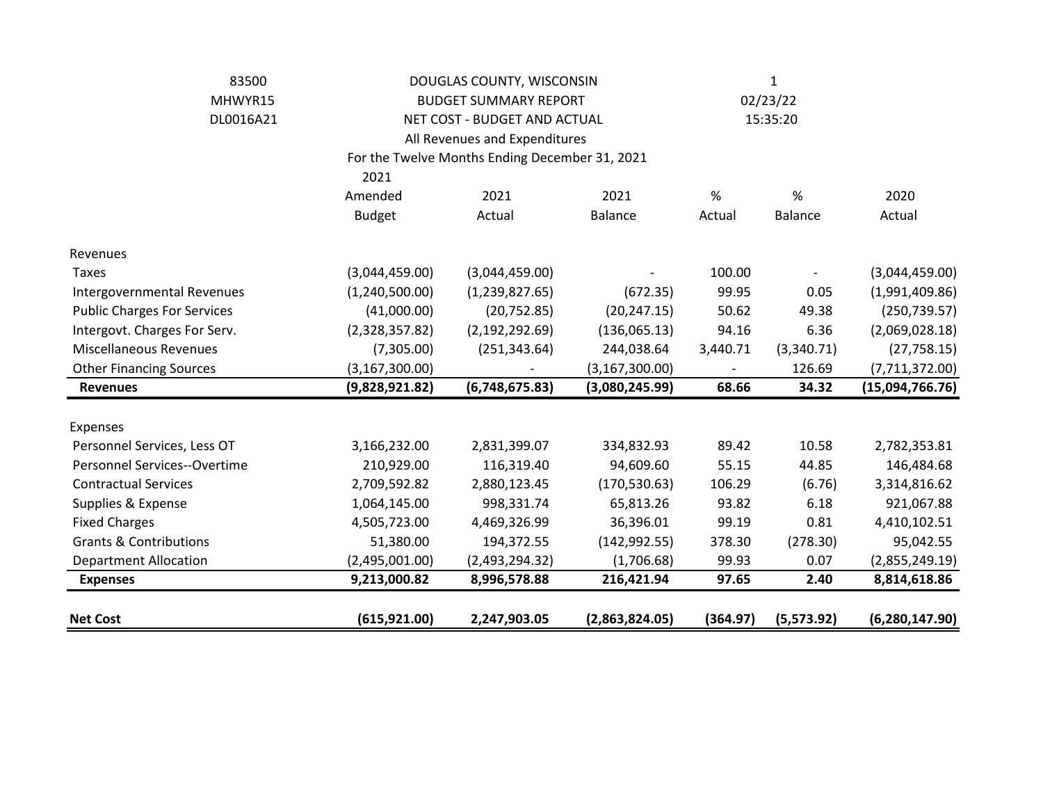83500 | DOUGLAS COUNTY, WISCONSIN | 1

MHWYR15 | BUDGET SUMMARY REPORT | 02/23/22

DL0016A21 | NET COST - BUDGET AND ACTUAL | 15:35:20

All Revenues and Expenditures

For the Twelve Months Ending December 31, 2021

| | 2021 Amended Budget | 2021 Actual | 2021 Balance | % Actual | % Balance | 2020 Actual |
|---|---|---|---|---|---|---|
| Revenues | | | | | | |
| Taxes | (3,044,459.00) | (3,044,459.00) | - | 100.00 | - | (3,044,459.00) |
| Intergovernmental Revenues | (1,240,500.00) | (1,239,827.65) | (672.35) | 99.95 | 0.05 | (1,991,409.86) |
| Public Charges For Services | (41,000.00) | (20,752.85) | (20,247.15) | 50.62 | 49.38 | (250,739.57) |
| Intergovt. Charges For Serv. | (2,328,357.82) | (2,192,292.69) | (136,065.13) | 94.16 | 6.36 | (2,069,028.18) |
| Miscellaneous Revenues | (7,305.00) | (251,343.64) | 244,038.64 | 3,440.71 | (3,340.71) | (27,758.15) |
| Other Financing Sources | (3,167,300.00) | - | (3,167,300.00) | - | 126.69 | (7,711,372.00) |
| **Revenues** | **(9,828,921.82)** | **(6,748,675.83)** | **(3,080,245.99)** | **68.66** | **34.32** | **(15,094,766.76)** |
| Expenses | | | | | | |
| Personnel Services, Less OT | 3,166,232.00 | 2,831,399.07 | 334,832.93 | 89.42 | 10.58 | 2,782,353.81 |
| Personnel Services--Overtime | 210,929.00 | 116,319.40 | 94,609.60 | 55.15 | 44.85 | 146,484.68 |
| Contractual Services | 2,709,592.82 | 2,880,123.45 | (170,530.63) | 106.29 | (6.76) | 3,314,816.62 |
| Supplies & Expense | 1,064,145.00 | 998,331.74 | 65,813.26 | 93.82 | 6.18 | 921,067.88 |
| Fixed Charges | 4,505,723.00 | 4,469,326.99 | 36,396.01 | 99.19 | 0.81 | 4,410,102.51 |
| Grants & Contributions | 51,380.00 | 194,372.55 | (142,992.55) | 378.30 | (278.30) | 95,042.55 |
| Department Allocation | (2,495,001.00) | (2,493,294.32) | (1,706.68) | 99.93 | 0.07 | (2,855,249.19) |
| **Expenses** | **9,213,000.82** | **8,996,578.88** | **216,421.94** | **97.65** | **2.40** | **8,814,618.86** |
| **Net Cost** | **(615,921.00)** | **2,247,903.05** | **(2,863,824.05)** | **(364.97)** | **(5,573.92)** | **(6,280,147.90)** |